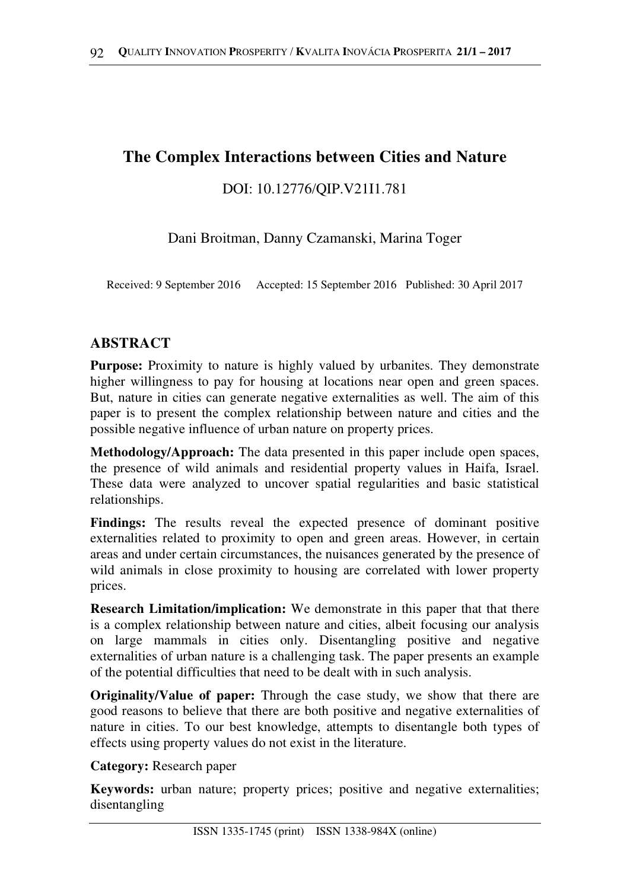# The Complex Interactions between Cities and Nature

DOI: 10.12776/QIP.V21I1.781

Dani Broitman, Danny Czamanski, Marina Toger

Received: 9 September 2016 Accepted: 15 September 2016 Published: 30 April 2017

## ABSTRACT

**Purpose:** Proximity to nature is highly valued by urbanites. They demonstrate higher willingness to pay for housing at locations near open and green spaces. But, nature in cities can generate negative externalities as well. The aim of this paper is to present the complex relationship between nature and cities and the possible negative influence of urban nature on property prices.

**Methodology/Approach:** The data presented in this paper include open spaces, the presence of wild animals and residential property values in Haifa, Israel. These data were analyzed to uncover spatial regularities and basic statistical relationships.

**Findings:** The results reveal the expected presence of dominant positive externalities related to proximity to open and green areas. However, in certain areas and under certain circumstances, the nuisances generated by the presence of wild animals in close proximity to housing are correlated with lower property prices.

**Research Limitation/implication:** We demonstrate in this paper that that there is a complex relationship between nature and cities, albeit focusing our analysis on large mammals in cities only. Disentangling positive and negative externalities of urban nature is a challenging task. The paper presents an example of the potential difficulties that need to be dealt with in such analysis.

**Originality/Value of paper:** Through the case study, we show that there are good reasons to believe that there are both positive and negative externalities of nature in cities. To our best knowledge, attempts to disentangle both types of effects using property values do not exist in the literature.

**Category:** Research paper

**Keywords:** urban nature; property prices; positive and negative externalities; disentangling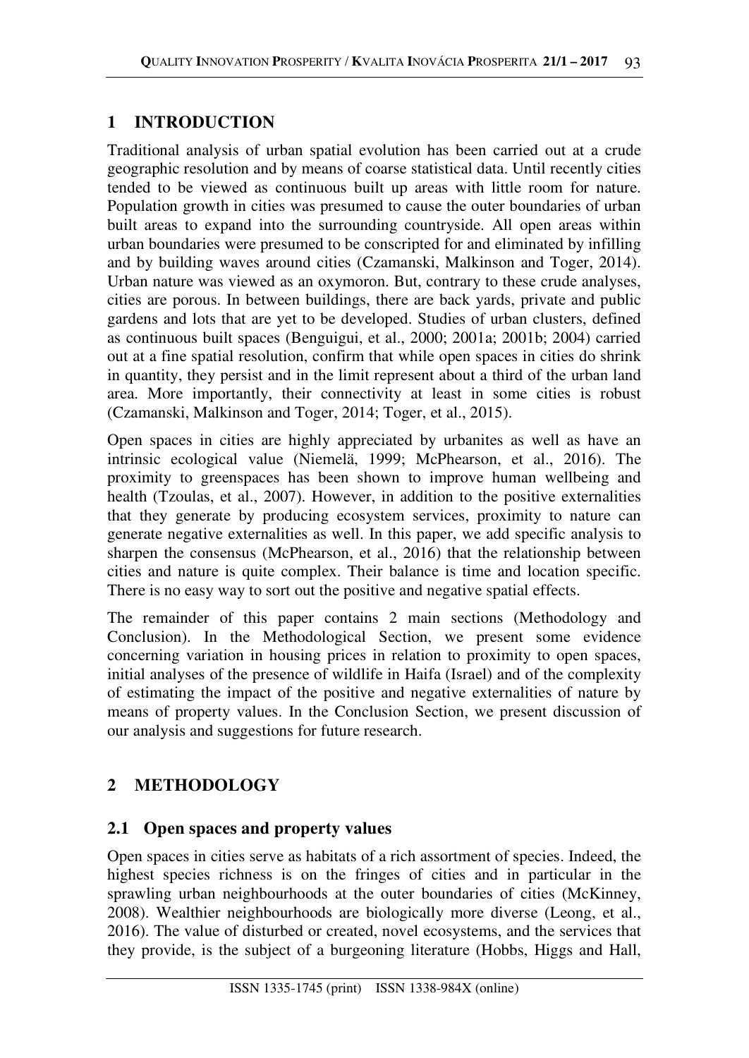# 1 INTRODUCTION

Traditional analysis of urban spatial evolution has been carried out at a crude geographic resolution and by means of coarse statistical data. Until recently cities tended to be viewed as continuous built up areas with little room for nature. Population growth in cities was presumed to cause the outer boundaries of urban built areas to expand into the surrounding countryside. All open areas within urban boundaries were presumed to be conscripted for and eliminated by infilling and by building waves around cities (Czamanski, Malkinson and Toger, 2014). Urban nature was viewed as an oxymoron. But, contrary to these crude analyses, cities are porous. In between buildings, there are back yards, private and public gardens and lots that are yet to be developed. Studies of urban clusters, defined as continuous built spaces (Benguigui, et al., 2000; 2001a; 2001b; 2004) carried out at a fine spatial resolution, confirm that while open spaces in cities do shrink in quantity, they persist and in the limit represent about a third of the urban land area. More importantly, their connectivity at least in some cities is robust (Czamanski, Malkinson and Toger, 2014; Toger, et al., 2015).

Open spaces in cities are highly appreciated by urbanites as well as have an intrinsic ecological value (Niemelä, 1999; McPhearson, et al., 2016). The proximity to greenspaces has been shown to improve human wellbeing and health (Tzoulas, et al., 2007). However, in addition to the positive externalities that they generate by producing ecosystem services, proximity to nature can generate negative externalities as well. In this paper, we add specific analysis to sharpen the consensus (McPhearson, et al., 2016) that the relationship between cities and nature is quite complex. Their balance is time and location specific. There is no easy way to sort out the positive and negative spatial effects.

The remainder of this paper contains 2 main sections (Methodology and Conclusion). In the Methodological Section, we present some evidence concerning variation in housing prices in relation to proximity to open spaces, initial analyses of the presence of wildlife in Haifa (Israel) and of the complexity of estimating the impact of the positive and negative externalities of nature by means of property values. In the Conclusion Section, we present discussion of our analysis and suggestions for future research.

# 2 METHODOLOGY

## 2.1 Open spaces and property values

Open spaces in cities serve as habitats of a rich assortment of species. Indeed, the highest species richness is on the fringes of cities and in particular in the sprawling urban neighbourhoods at the outer boundaries of cities (McKinney, 2008). Wealthier neighbourhoods are biologically more diverse (Leong, et al., 2016). The value of disturbed or created, novel ecosystems, and the services that they provide, is the subject of a burgeoning literature (Hobbs, Higgs and Hall,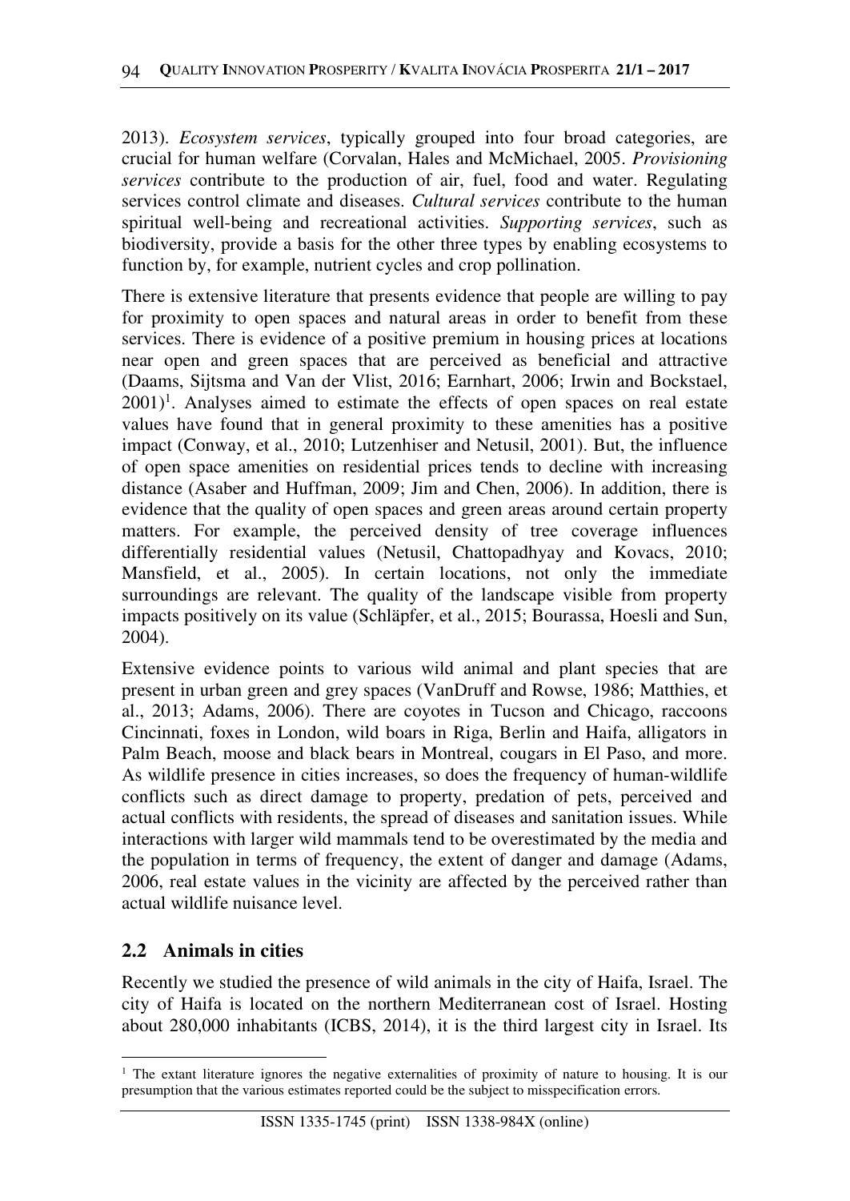2013). *Ecosystem services*, typically grouped into four broad categories, are crucial for human welfare (Corvalan, Hales and McMichael, 2005. *Provisioning services* contribute to the production of air, fuel, food and water. Regulating services control climate and diseases. *Cultural services* contribute to the human spiritual well-being and recreational activities. *Supporting services*, such as biodiversity, provide a basis for the other three types by enabling ecosystems to function by, for example, nutrient cycles and crop pollination.

There is extensive literature that presents evidence that people are willing to pay for proximity to open spaces and natural areas in order to benefit from these services. There is evidence of a positive premium in housing prices at locations near open and green spaces that are perceived as beneficial and attractive (Daams, Sijtsma and Van der Vlist, 2016; Earnhart, 2006; Irwin and Bockstael, 2001)[1]. Analyses aimed to estimate the effects of open spaces on real estate values have found that in general proximity to these amenities has a positive impact (Conway, et al., 2010; Lutzenhiser and Netusil, 2001). But, the influence of open space amenities on residential prices tends to decline with increasing distance (Asaber and Huffman, 2009; Jim and Chen, 2006). In addition, there is evidence that the quality of open spaces and green areas around certain property matters. For example, the perceived density of tree coverage influences differentially residential values (Netusil, Chattopadhyay and Kovacs, 2010; Mansfield, et al., 2005). In certain locations, not only the immediate surroundings are relevant. The quality of the landscape visible from property impacts positively on its value (Schläpfer, et al., 2015; Bourassa, Hoesli and Sun, 2004).

Extensive evidence points to various wild animal and plant species that are present in urban green and grey spaces (VanDruff and Rowse, 1986; Matthies, et al., 2013; Adams, 2006). There are coyotes in Tucson and Chicago, raccoons Cincinnati, foxes in London, wild boars in Riga, Berlin and Haifa, alligators in Palm Beach, moose and black bears in Montreal, cougars in El Paso, and more. As wildlife presence in cities increases, so does the frequency of human-wildlife conflicts such as direct damage to property, predation of pets, perceived and actual conflicts with residents, the spread of diseases and sanitation issues. While interactions with larger wild mammals tend to be overestimated by the media and the population in terms of frequency, the extent of danger and damage (Adams, 2006, real estate values in the vicinity are affected by the perceived rather than actual wildlife nuisance level.

## 2.2 Animals in cities

Recently we studied the presence of wild animals in the city of Haifa, Israel. The city of Haifa is located on the northern Mediterranean cost of Israel. Hosting about 280,000 inhabitants (ICBS, 2014), it is the third largest city in Israel. Its

[1] The extant literature ignores the negative externalities of proximity of nature to housing. It is our presumption that the various estimates reported could be the subject to misspecification errors.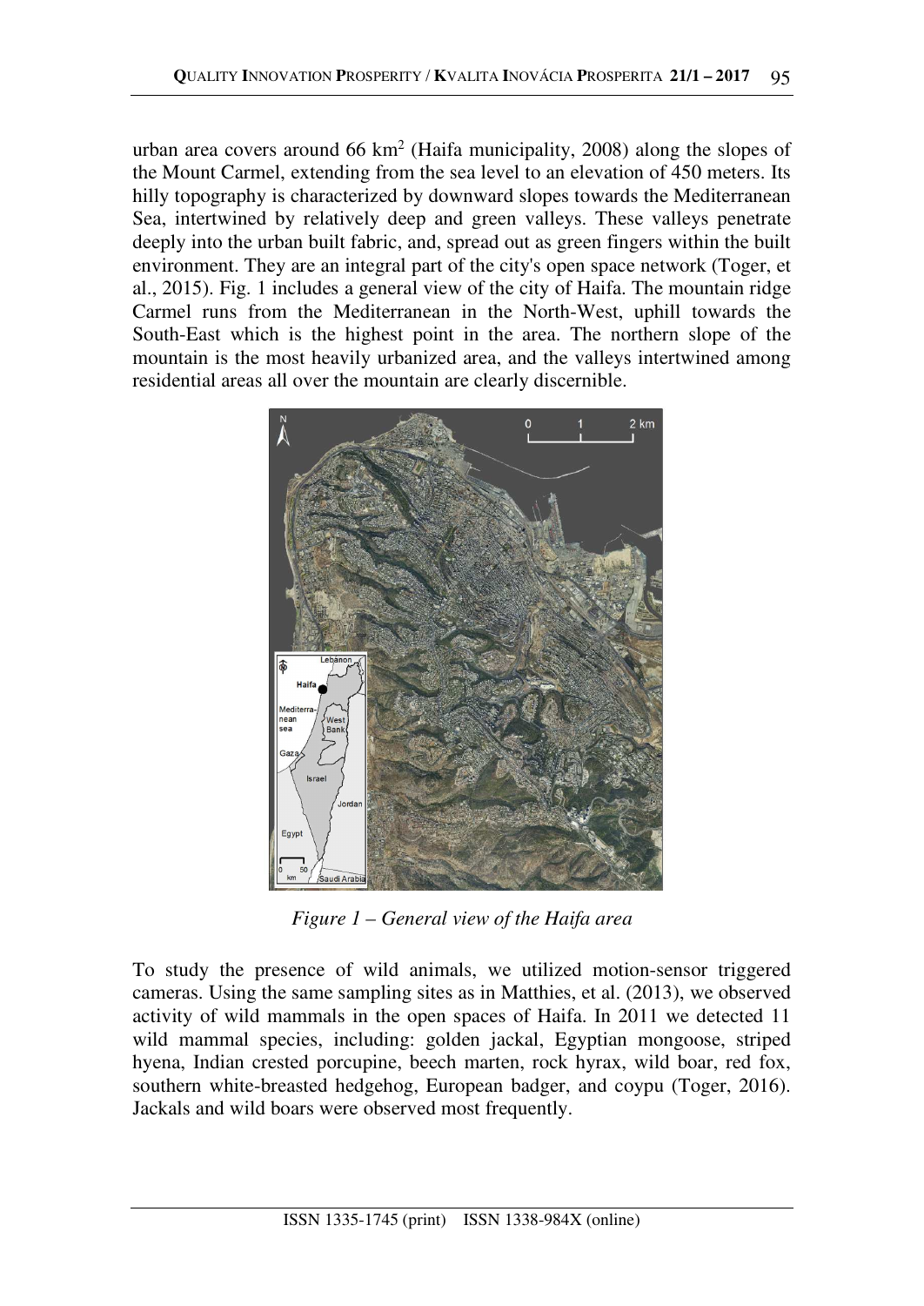urban area covers around 66 $km^2$ (Haifa municipality, 2008) along the slopes of the Mount Carmel, extending from the sea level to an elevation of 450 meters. Its hilly topography is characterized by downward slopes towards the Mediterranean Sea, intertwined by relatively deep and green valleys. These valleys penetrate deeply into the urban built fabric, and, spread out as green fingers within the built environment. They are an integral part of the city's open space network (Toger, et al., 2015). Fig. 1 includes a general view of the city of Haifa. The mountain ridge Carmel runs from the Mediterranean in the North-West, uphill towards the South-East which is the highest point in the area. The northern slope of the mountain is the most heavily urbanized area, and the valleys intertwined among residential areas all over the mountain are clearly discernible.

*Figure 1 – General view of the Haifa area*

To study the presence of wild animals, we utilized motion-sensor triggered cameras. Using the same sampling sites as in Matthies, et al. (2013), we observed activity of wild mammals in the open spaces of Haifa. In 2011 we detected 11 wild mammal species, including: golden jackal, Egyptian mongoose, striped hyena, Indian crested porcupine, beech marten, rock hyrax, wild boar, red fox, southern white-breasted hedgehog, European badger, and coypu (Toger, 2016). Jackals and wild boars were observed most frequently.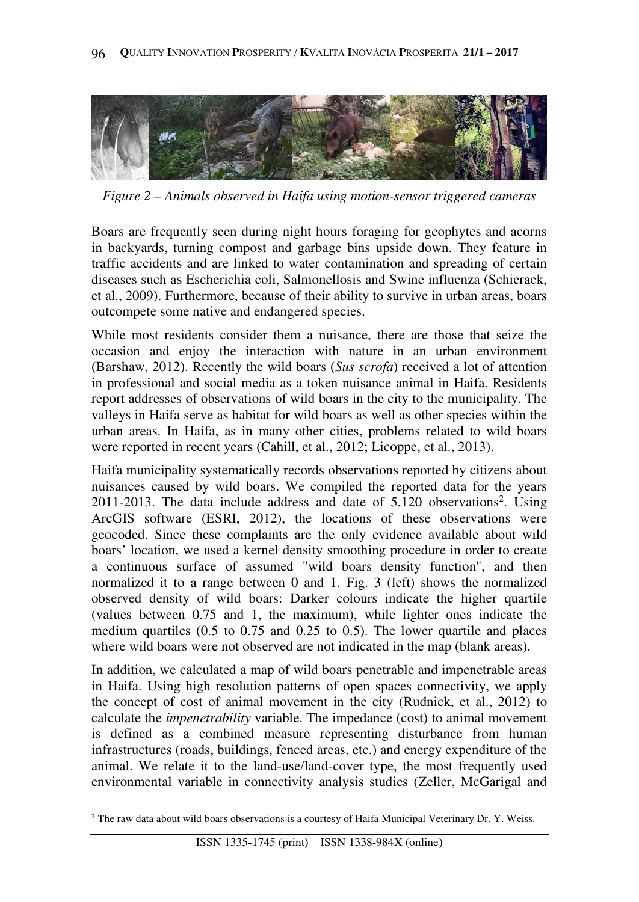*Figure 2 – Animals observed in Haifa using motion-sensor triggered cameras*

Boars are frequently seen during night hours foraging for geophytes and acorns in backyards, turning compost and garbage bins upside down. They feature in traffic accidents and are linked to water contamination and spreading of certain diseases such as Escherichia coli, Salmonellosis and Swine influenza (Schierack, et al., 2009). Furthermore, because of their ability to survive in urban areas, boars outcompete some native and endangered species.

While most residents consider them a nuisance, there are those that seize the occasion and enjoy the interaction with nature in an urban environment (Barshaw, 2012). Recently the wild boars (*Sus scrofa*) received a lot of attention in professional and social media as a token nuisance animal in Haifa. Residents report addresses of observations of wild boars in the city to the municipality. The valleys in Haifa serve as habitat for wild boars as well as other species within the urban areas. In Haifa, as in many other cities, problems related to wild boars were reported in recent years (Cahill, et al., 2012; Licoppe, et al., 2013).

Haifa municipality systematically records observations reported by citizens about nuisances caused by wild boars. We compiled the reported data for the years 2011-2013. The data include address and date of 5,120 observations[2]. Using ArcGIS software (ESRI, 2012), the locations of these observations were geocoded. Since these complaints are the only evidence available about wild boars' location, we used a kernel density smoothing procedure in order to create a continuous surface of assumed "wild boars density function", and then normalized it to a range between 0 and 1. Fig. 3 (left) shows the normalized observed density of wild boars: Darker colours indicate the higher quartile (values between 0.75 and 1, the maximum), while lighter ones indicate the medium quartiles (0.5 to 0.75 and 0.25 to 0.5). The lower quartile and places where wild boars were not observed are not indicated in the map (blank areas).

In addition, we calculated a map of wild boars penetrable and impenetrable areas in Haifa. Using high resolution patterns of open spaces connectivity, we apply the concept of cost of animal movement in the city (Rudnick, et al., 2012) to calculate the *impenetrability* variable. The impedance (cost) to animal movement is defined as a combined measure representing disturbance from human infrastructures (roads, buildings, fenced areas, etc.) and energy expenditure of the animal. We relate it to the land-use/land-cover type, the most frequently used environmental variable in connectivity analysis studies (Zeller, McGarigal and

[2] The raw data about wild boars observations is a courtesy of Haifa Municipal Veterinary Dr. Y. Weiss.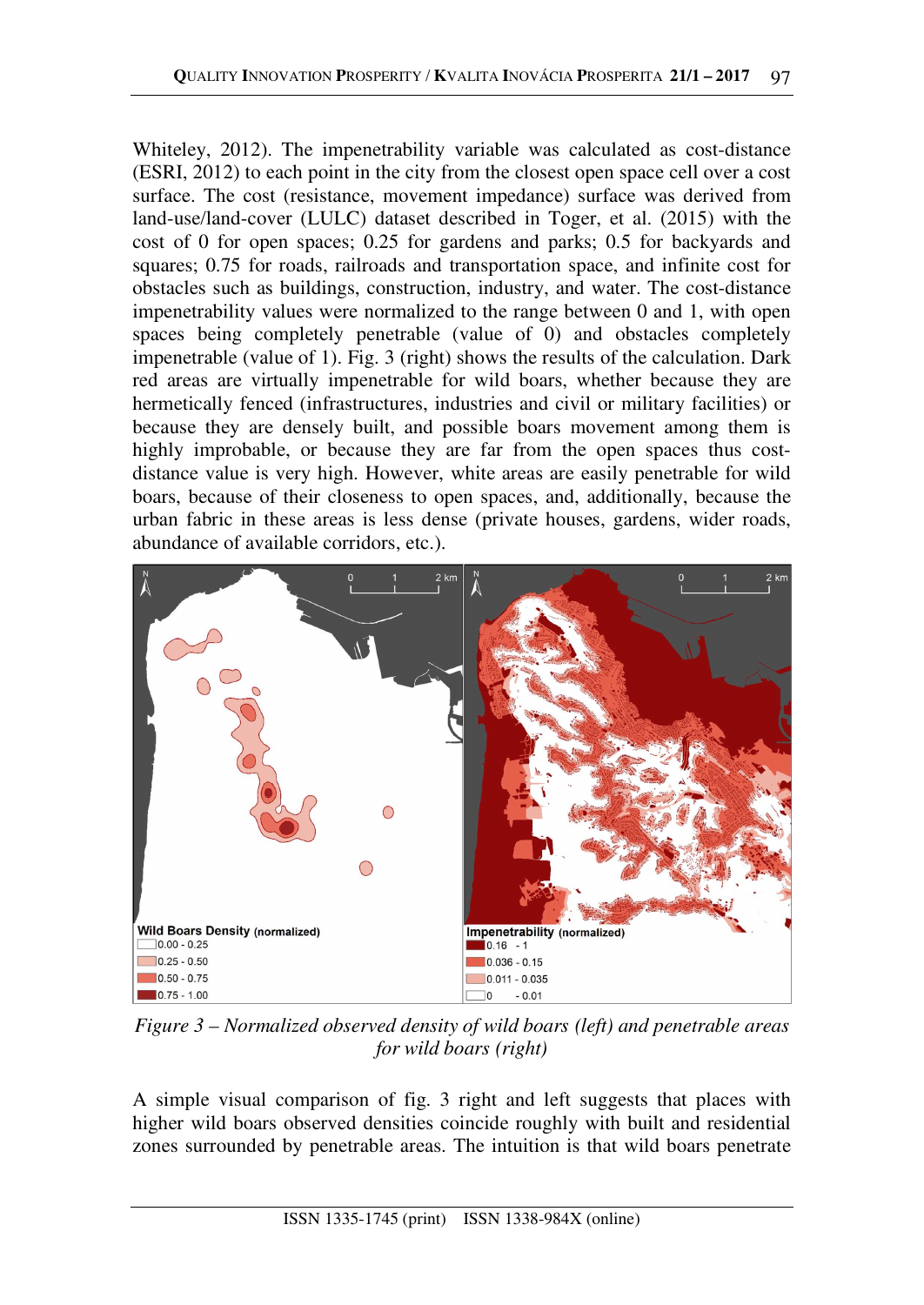Whiteley, 2012). The impenetrability variable was calculated as cost-distance (ESRI, 2012) to each point in the city from the closest open space cell over a cost surface. The cost (resistance, movement impedance) surface was derived from land-use/land-cover (LULC) dataset described in Toger, et al. (2015) with the cost of 0 for open spaces; 0.25 for gardens and parks; 0.5 for backyards and squares; 0.75 for roads, railroads and transportation space, and infinite cost for obstacles such as buildings, construction, industry, and water. The cost-distance impenetrability values were normalized to the range between 0 and 1, with open spaces being completely penetrable (value of 0) and obstacles completely impenetrable (value of 1). Fig. 3 (right) shows the results of the calculation. Dark red areas are virtually impenetrable for wild boars, whether because they are hermetically fenced (infrastructures, industries and civil or military facilities) or because they are densely built, and possible boars movement among them is highly improbable, or because they are far from the open spaces thus cost-distance value is very high. However, white areas are easily penetrable for wild boars, because of their closeness to open spaces, and, additionally, because the urban fabric in these areas is less dense (private houses, gardens, wider roads, abundance of available corridors, etc.).

*Figure 3 – Normalized observed density of wild boars (left) and penetrable areas for wild boars (right)*

A simple visual comparison of fig. 3 right and left suggests that places with higher wild boars observed densities coincide roughly with built and residential zones surrounded by penetrable areas. The intuition is that wild boars penetrate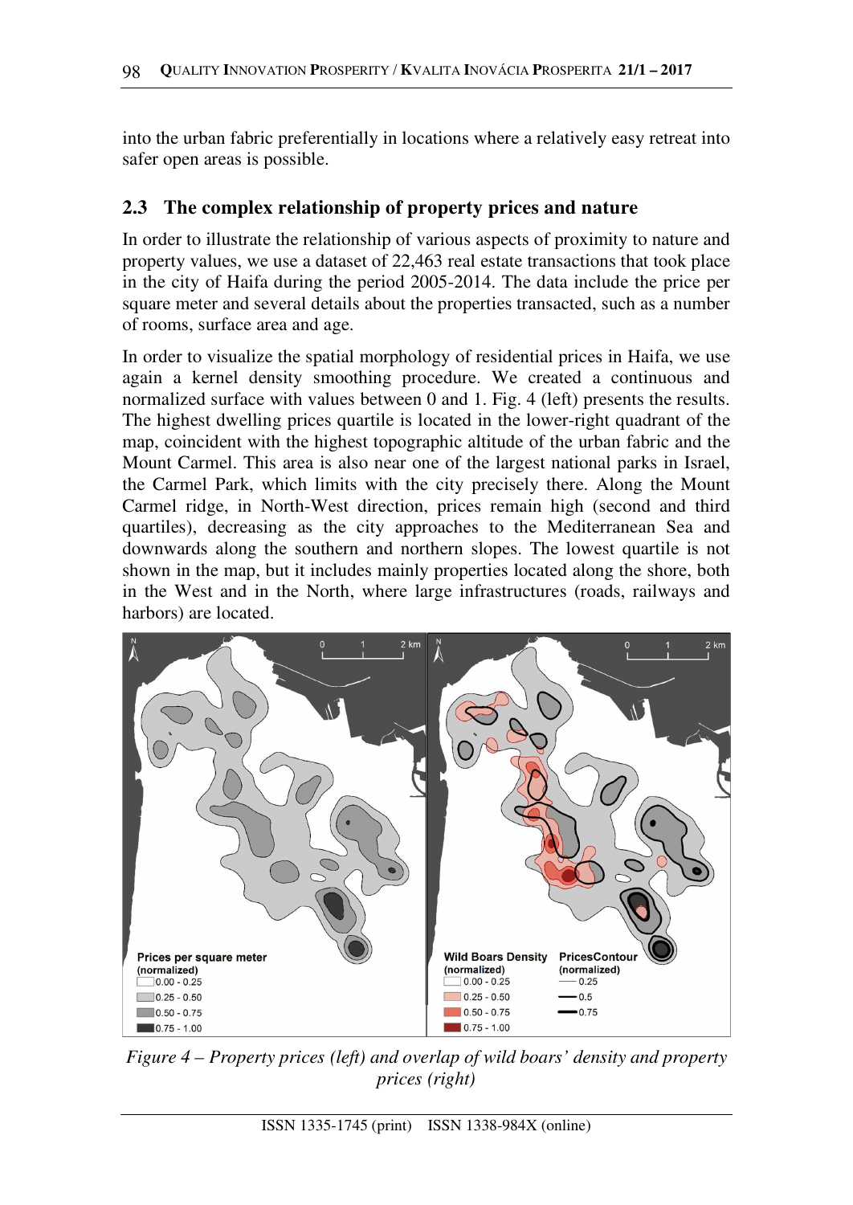into the urban fabric preferentially in locations where a relatively easy retreat into safer open areas is possible.

## 2.3 The complex relationship of property prices and nature

In order to illustrate the relationship of various aspects of proximity to nature and property values, we use a dataset of 22,463 real estate transactions that took place in the city of Haifa during the period 2005-2014. The data include the price per square meter and several details about the properties transacted, such as a number of rooms, surface area and age.

In order to visualize the spatial morphology of residential prices in Haifa, we use again a kernel density smoothing procedure. We created a continuous and normalized surface with values between 0 and 1. Fig. 4 (left) presents the results. The highest dwelling prices quartile is located in the lower-right quadrant of the map, coincident with the highest topographic altitude of the urban fabric and the Mount Carmel. This area is also near one of the largest national parks in Israel, the Carmel Park, which limits with the city precisely there. Along the Mount Carmel ridge, in North-West direction, prices remain high (second and third quartiles), decreasing as the city approaches to the Mediterranean Sea and downwards along the southern and northern slopes. The lowest quartile is not shown in the map, but it includes mainly properties located along the shore, both in the West and in the North, where large infrastructures (roads, railways and harbors) are located.

*Figure 4 – Property prices (left) and overlap of wild boars' density and property prices (right)*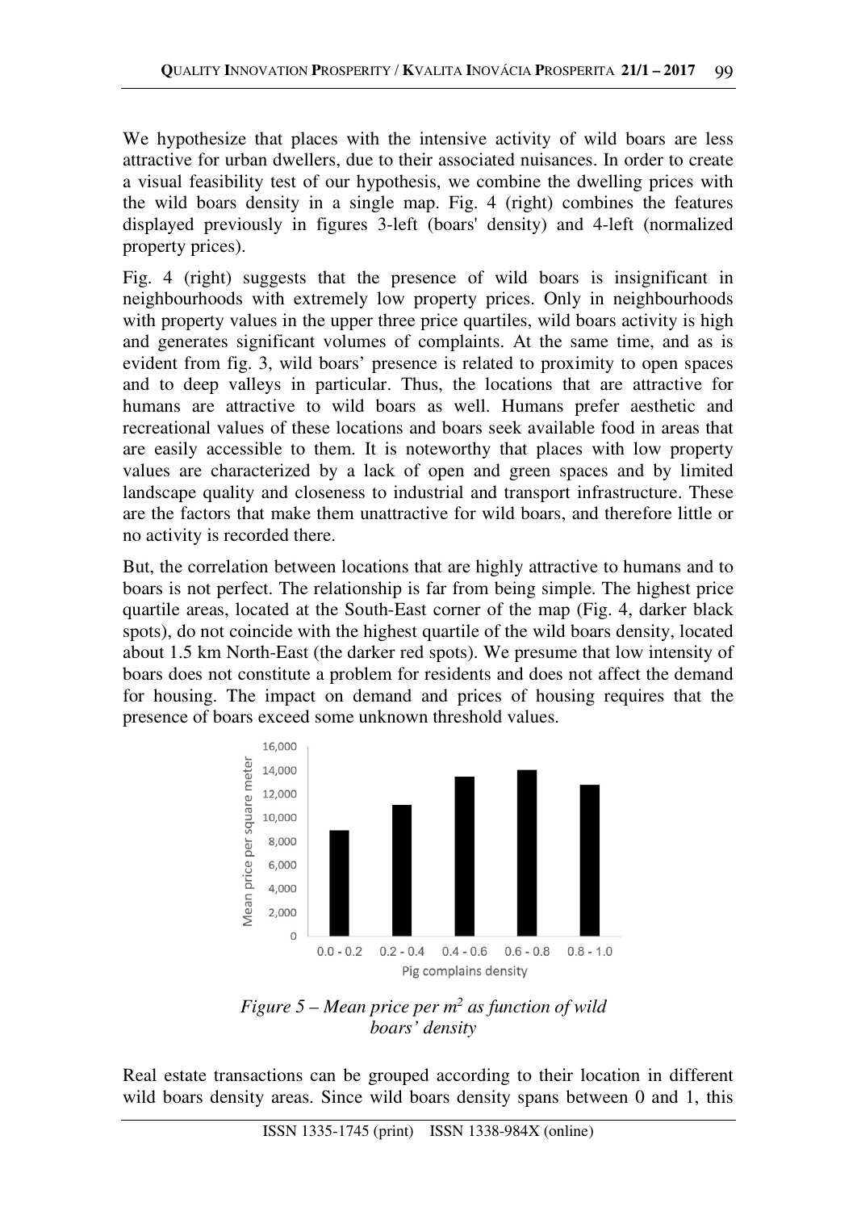We hypothesize that places with the intensive activity of wild boars are less attractive for urban dwellers, due to their associated nuisances. In order to create a visual feasibility test of our hypothesis, we combine the dwelling prices with the wild boars density in a single map. Fig. 4 (right) combines the features displayed previously in figures 3-left (boars' density) and 4-left (normalized property prices).

Fig. 4 (right) suggests that the presence of wild boars is insignificant in neighbourhoods with extremely low property prices. Only in neighbourhoods with property values in the upper three price quartiles, wild boars activity is high and generates significant volumes of complaints. At the same time, and as is evident from fig. 3, wild boars' presence is related to proximity to open spaces and to deep valleys in particular. Thus, the locations that are attractive for humans are attractive to wild boars as well. Humans prefer aesthetic and recreational values of these locations and boars seek available food in areas that are easily accessible to them. It is noteworthy that places with low property values are characterized by a lack of open and green spaces and by limited landscape quality and closeness to industrial and transport infrastructure. These are the factors that make them unattractive for wild boars, and therefore little or no activity is recorded there.

But, the correlation between locations that are highly attractive to humans and to boars is not perfect. The relationship is far from being simple. The highest price quartile areas, located at the South-East corner of the map (Fig. 4, darker black spots), do not coincide with the highest quartile of the wild boars density, located about 1.5 km North-East (the darker red spots). We presume that low intensity of boars does not constitute a problem for residents and does not affect the demand for housing. The impact on demand and prices of housing requires that the presence of boars exceed some unknown threshold values.

*Figure 5 – Mean price per $m^2$ as function of wild boars' density*

Real estate transactions can be grouped according to their location in different wild boars density areas. Since wild boars density spans between 0 and 1, this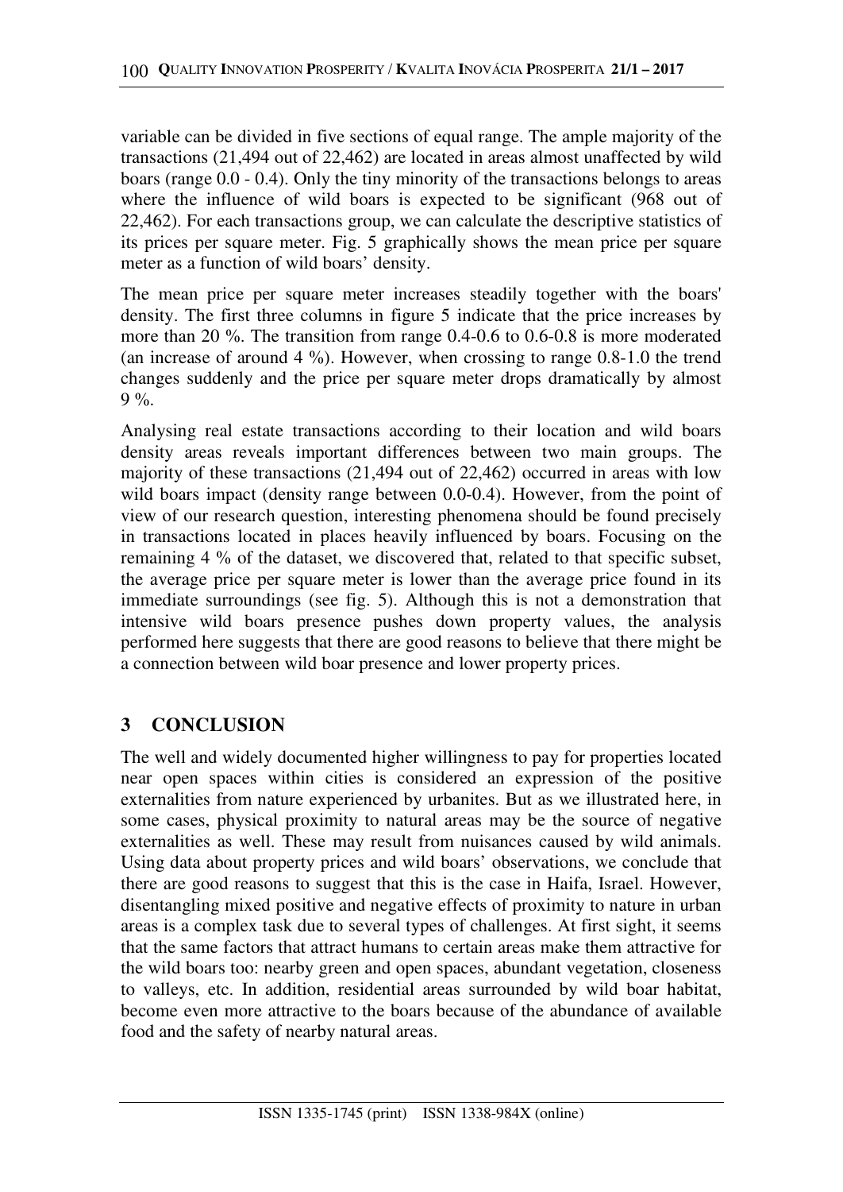variable can be divided in five sections of equal range. The ample majority of the transactions (21,494 out of 22,462) are located in areas almost unaffected by wild boars (range 0.0 - 0.4). Only the tiny minority of the transactions belongs to areas where the influence of wild boars is expected to be significant (968 out of 22,462). For each transactions group, we can calculate the descriptive statistics of its prices per square meter. Fig. 5 graphically shows the mean price per square meter as a function of wild boars' density.

The mean price per square meter increases steadily together with the boars' density. The first three columns in figure 5 indicate that the price increases by more than 20 %. The transition from range 0.4-0.6 to 0.6-0.8 is more moderated (an increase of around 4 %). However, when crossing to range 0.8-1.0 the trend changes suddenly and the price per square meter drops dramatically by almost 9 %.

Analysing real estate transactions according to their location and wild boars density areas reveals important differences between two main groups. The majority of these transactions (21,494 out of 22,462) occurred in areas with low wild boars impact (density range between 0.0-0.4). However, from the point of view of our research question, interesting phenomena should be found precisely in transactions located in places heavily influenced by boars. Focusing on the remaining 4 % of the dataset, we discovered that, related to that specific subset, the average price per square meter is lower than the average price found in its immediate surroundings (see fig. 5). Although this is not a demonstration that intensive wild boars presence pushes down property values, the analysis performed here suggests that there are good reasons to believe that there might be a connection between wild boar presence and lower property prices.

## 3 CONCLUSION

The well and widely documented higher willingness to pay for properties located near open spaces within cities is considered an expression of the positive externalities from nature experienced by urbanites. But as we illustrated here, in some cases, physical proximity to natural areas may be the source of negative externalities as well. These may result from nuisances caused by wild animals. Using data about property prices and wild boars' observations, we conclude that there are good reasons to suggest that this is the case in Haifa, Israel. However, disentangling mixed positive and negative effects of proximity to nature in urban areas is a complex task due to several types of challenges. At first sight, it seems that the same factors that attract humans to certain areas make them attractive for the wild boars too: nearby green and open spaces, abundant vegetation, closeness to valleys, etc. In addition, residential areas surrounded by wild boar habitat, become even more attractive to the boars because of the abundance of available food and the safety of nearby natural areas.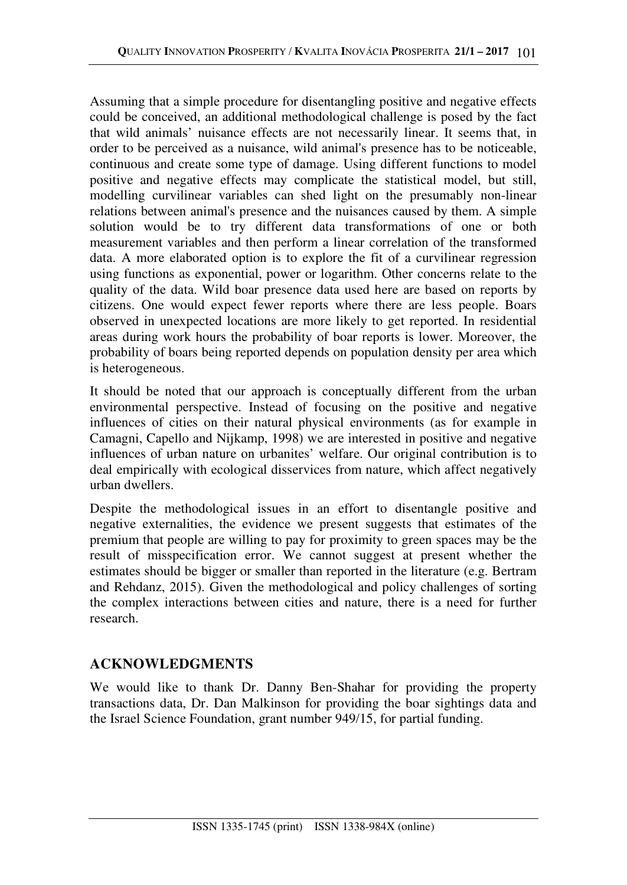Assuming that a simple procedure for disentangling positive and negative effects could be conceived, an additional methodological challenge is posed by the fact that wild animals' nuisance effects are not necessarily linear. It seems that, in order to be perceived as a nuisance, wild animal's presence has to be noticeable, continuous and create some type of damage. Using different functions to model positive and negative effects may complicate the statistical model, but still, modelling curvilinear variables can shed light on the presumably non-linear relations between animal's presence and the nuisances caused by them. A simple solution would be to try different data transformations of one or both measurement variables and then perform a linear correlation of the transformed data. A more elaborated option is to explore the fit of a curvilinear regression using functions as exponential, power or logarithm. Other concerns relate to the quality of the data. Wild boar presence data used here are based on reports by citizens. One would expect fewer reports where there are less people. Boars observed in unexpected locations are more likely to get reported. In residential areas during work hours the probability of boar reports is lower. Moreover, the probability of boars being reported depends on population density per area which is heterogeneous.

It should be noted that our approach is conceptually different from the urban environmental perspective. Instead of focusing on the positive and negative influences of cities on their natural physical environments (as for example in Camagni, Capello and Nijkamp, 1998) we are interested in positive and negative influences of urban nature on urbanites' welfare. Our original contribution is to deal empirically with ecological disservices from nature, which affect negatively urban dwellers.

Despite the methodological issues in an effort to disentangle positive and negative externalities, the evidence we present suggests that estimates of the premium that people are willing to pay for proximity to green spaces may be the result of misspecification error. We cannot suggest at present whether the estimates should be bigger or smaller than reported in the literature (e.g. Bertram and Rehdanz, 2015). Given the methodological and policy challenges of sorting the complex interactions between cities and nature, there is a need for further research.

## ACKNOWLEDGMENTS

We would like to thank Dr. Danny Ben-Shahar for providing the property transactions data, Dr. Dan Malkinson for providing the boar sightings data and the Israel Science Foundation, grant number 949/15, for partial funding.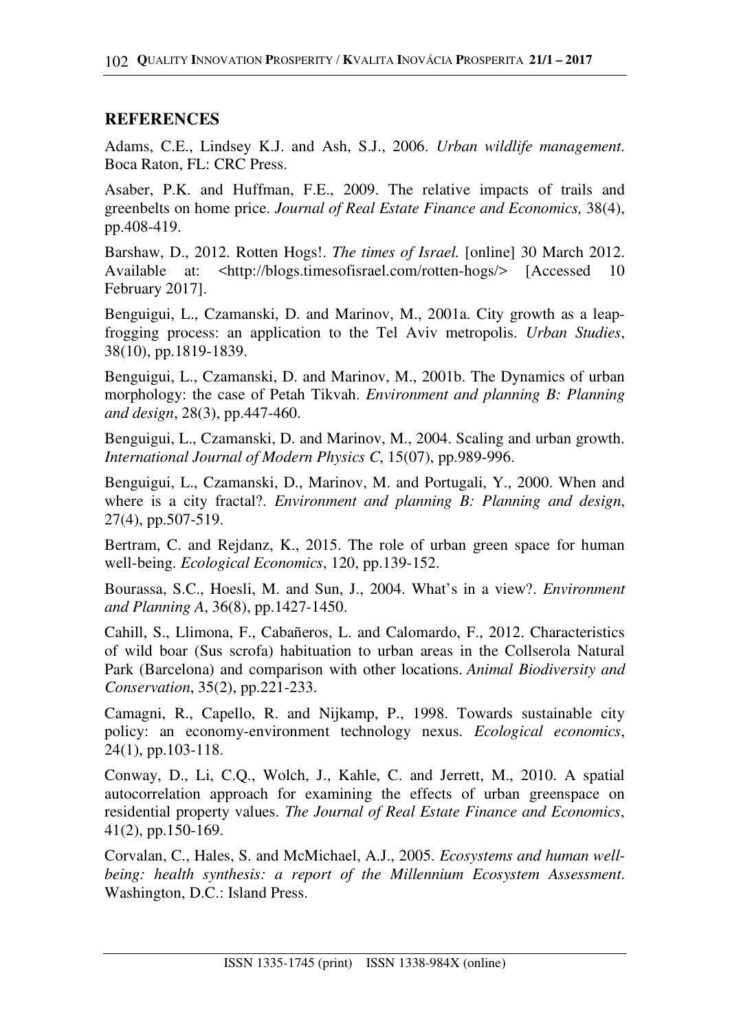## REFERENCES

Adams, C.E., Lindsey K.J. and Ash, S.J., 2006. *Urban wildlife management*. Boca Raton, FL: CRC Press.

Asaber, P.K. and Huffman, F.E., 2009. The relative impacts of trails and greenbelts on home price. *Journal of Real Estate Finance and Economics,* 38(4), pp.408-419.

Barshaw, D., 2012. Rotten Hogs!. *The times of Israel.* [online] 30 March 2012. Available at: <http://blogs.timesofisrael.com/rotten-hogs/> [Accessed 10 February 2017].

Benguigui, L., Czamanski, D. and Marinov, M., 2001a. City growth as a leap-frogging process: an application to the Tel Aviv metropolis. *Urban Studies*, 38(10), pp.1819-1839.

Benguigui, L., Czamanski, D. and Marinov, M., 2001b. The Dynamics of urban morphology: the case of Petah Tikvah. *Environment and planning B: Planning and design*, 28(3), pp.447-460.

Benguigui, L., Czamanski, D. and Marinov, M., 2004. Scaling and urban growth. *International Journal of Modern Physics C*, 15(07), pp.989-996.

Benguigui, L., Czamanski, D., Marinov, M. and Portugali, Y., 2000. When and where is a city fractal?. *Environment and planning B: Planning and design*, 27(4), pp.507-519.

Bertram, C. and Rejdanz, K., 2015. The role of urban green space for human well-being. *Ecological Economics*, 120, pp.139-152.

Bourassa, S.C., Hoesli, M. and Sun, J., 2004. What's in a view?. *Environment and Planning A*, 36(8), pp.1427-1450.

Cahill, S., Llimona, F., Cabañeros, L. and Calomardo, F., 2012. Characteristics of wild boar (Sus scrofa) habituation to urban areas in the Collserola Natural Park (Barcelona) and comparison with other locations. *Animal Biodiversity and Conservation*, 35(2), pp.221-233.

Camagni, R., Capello, R. and Nijkamp, P., 1998. Towards sustainable city policy: an economy-environment technology nexus. *Ecological economics*, 24(1), pp.103-118.

Conway, D., Li, C.Q., Wolch, J., Kahle, C. and Jerrett, M., 2010. A spatial autocorrelation approach for examining the effects of urban greenspace on residential property values. *The Journal of Real Estate Finance and Economics*, 41(2), pp.150-169.

Corvalan, C., Hales, S. and McMichael, A.J., 2005. *Ecosystems and human well-being: health synthesis: a report of the Millennium Ecosystem Assessment*. Washington, D.C.: Island Press.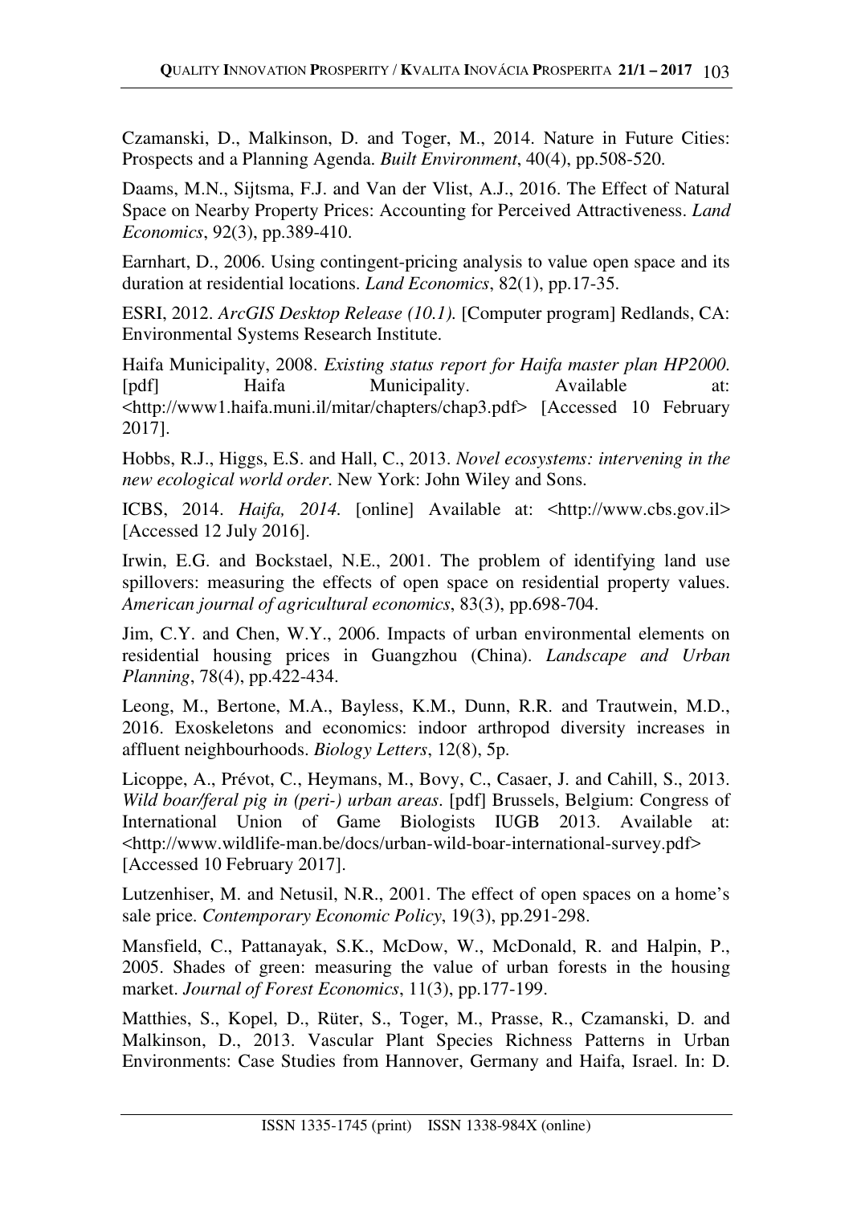Czamanski, D., Malkinson, D. and Toger, M., 2014. Nature in Future Cities: Prospects and a Planning Agenda. *Built Environment*, 40(4), pp.508-520.

Daams, M.N., Sijtsma, F.J. and Van der Vlist, A.J., 2016. The Effect of Natural Space on Nearby Property Prices: Accounting for Perceived Attractiveness. *Land Economics*, 92(3), pp.389-410.

Earnhart, D., 2006. Using contingent-pricing analysis to value open space and its duration at residential locations. *Land Economics*, 82(1), pp.17-35.

ESRI, 2012. *ArcGIS Desktop Release (10.1).* [Computer program] Redlands, CA: Environmental Systems Research Institute.

Haifa Municipality, 2008. *Existing status report for Haifa master plan HP2000.* [pdf] Haifa Municipality. Available at: <http://www1.haifa.muni.il/mitar/chapters/chap3.pdf> [Accessed 10 February 2017].

Hobbs, R.J., Higgs, E.S. and Hall, C., 2013. *Novel ecosystems: intervening in the new ecological world order.* New York: John Wiley and Sons.

ICBS, 2014. *Haifa, 2014.* [online] Available at: <http://www.cbs.gov.il> [Accessed 12 July 2016].

Irwin, E.G. and Bockstael, N.E., 2001. The problem of identifying land use spillovers: measuring the effects of open space on residential property values. *American journal of agricultural economics*, 83(3), pp.698-704.

Jim, C.Y. and Chen, W.Y., 2006. Impacts of urban environmental elements on residential housing prices in Guangzhou (China). *Landscape and Urban Planning*, 78(4), pp.422-434.

Leong, M., Bertone, M.A., Bayless, K.M., Dunn, R.R. and Trautwein, M.D., 2016. Exoskeletons and economics: indoor arthropod diversity increases in affluent neighbourhoods. *Biology Letters*, 12(8), 5p.

Licoppe, A., Prévot, C., Heymans, M., Bovy, C., Casaer, J. and Cahill, S., 2013. *Wild boar/feral pig in (peri-) urban areas.* [pdf] Brussels, Belgium: Congress of International Union of Game Biologists IUGB 2013. Available at: <http://www.wildlife-man.be/docs/urban-wild-boar-international-survey.pdf> [Accessed 10 February 2017].

Lutzenhiser, M. and Netusil, N.R., 2001. The effect of open spaces on a home's sale price. *Contemporary Economic Policy*, 19(3), pp.291-298.

Mansfield, C., Pattanayak, S.K., McDow, W., McDonald, R. and Halpin, P., 2005. Shades of green: measuring the value of urban forests in the housing market. *Journal of Forest Economics*, 11(3), pp.177-199.

Matthies, S., Kopel, D., Rüter, S., Toger, M., Prasse, R., Czamanski, D. and Malkinson, D., 2013. Vascular Plant Species Richness Patterns in Urban Environments: Case Studies from Hannover, Germany and Haifa, Israel. In: D.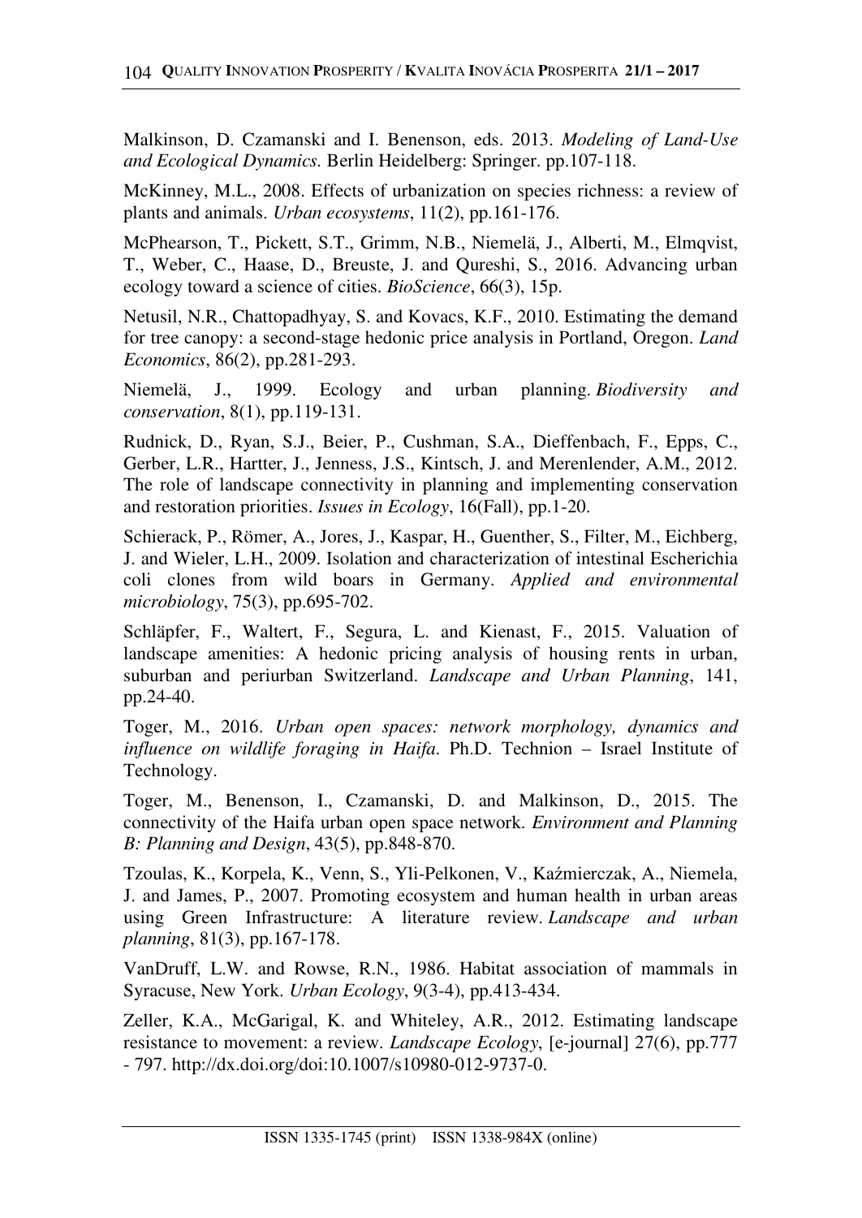Malkinson, D. Czamanski and I. Benenson, eds. 2013. *Modeling of Land-Use and Ecological Dynamics.* Berlin Heidelberg: Springer. pp.107-118.

McKinney, M.L., 2008. Effects of urbanization on species richness: a review of plants and animals. *Urban ecosystems*, 11(2), pp.161-176.

McPhearson, T., Pickett, S.T., Grimm, N.B., Niemelä, J., Alberti, M., Elmqvist, T., Weber, C., Haase, D., Breuste, J. and Qureshi, S., 2016. Advancing urban ecology toward a science of cities. *BioScience*, 66(3), 15p.

Netusil, N.R., Chattopadhyay, S. and Kovacs, K.F., 2010. Estimating the demand for tree canopy: a second-stage hedonic price analysis in Portland, Oregon. *Land Economics*, 86(2), pp.281-293.

Niemelä, J., 1999. Ecology and urban planning. *Biodiversity and conservation*, 8(1), pp.119-131.

Rudnick, D., Ryan, S.J., Beier, P., Cushman, S.A., Dieffenbach, F., Epps, C., Gerber, L.R., Hartter, J., Jenness, J.S., Kintsch, J. and Merenlender, A.M., 2012. The role of landscape connectivity in planning and implementing conservation and restoration priorities. *Issues in Ecology*, 16(Fall), pp.1-20.

Schierack, P., Römer, A., Jores, J., Kaspar, H., Guenther, S., Filter, M., Eichberg, J. and Wieler, L.H., 2009. Isolation and characterization of intestinal Escherichia coli clones from wild boars in Germany. *Applied and environmental microbiology*, 75(3), pp.695-702.

Schläpfer, F., Waltert, F., Segura, L. and Kienast, F., 2015. Valuation of landscape amenities: A hedonic pricing analysis of housing rents in urban, suburban and periurban Switzerland. *Landscape and Urban Planning*, 141, pp.24-40.

Toger, M., 2016. *Urban open spaces: network morphology, dynamics and influence on wildlife foraging in Haifa*. Ph.D. Technion – Israel Institute of Technology.

Toger, M., Benenson, I., Czamanski, D. and Malkinson, D., 2015. The connectivity of the Haifa urban open space network. *Environment and Planning B: Planning and Design*, 43(5), pp.848-870.

Tzoulas, K., Korpela, K., Venn, S., Yli-Pelkonen, V., Kaźmierczak, A., Niemela, J. and James, P., 2007. Promoting ecosystem and human health in urban areas using Green Infrastructure: A literature review. *Landscape and urban planning*, 81(3), pp.167-178.

VanDruff, L.W. and Rowse, R.N., 1986. Habitat association of mammals in Syracuse, New York. *Urban Ecology*, 9(3-4), pp.413-434.

Zeller, K.A., McGarigal, K. and Whiteley, A.R., 2012. Estimating landscape resistance to movement: a review. *Landscape Ecology*, [e-journal] 27(6), pp.777 - 797. http://dx.doi.org/doi:10.1007/s10980-012-9737-0.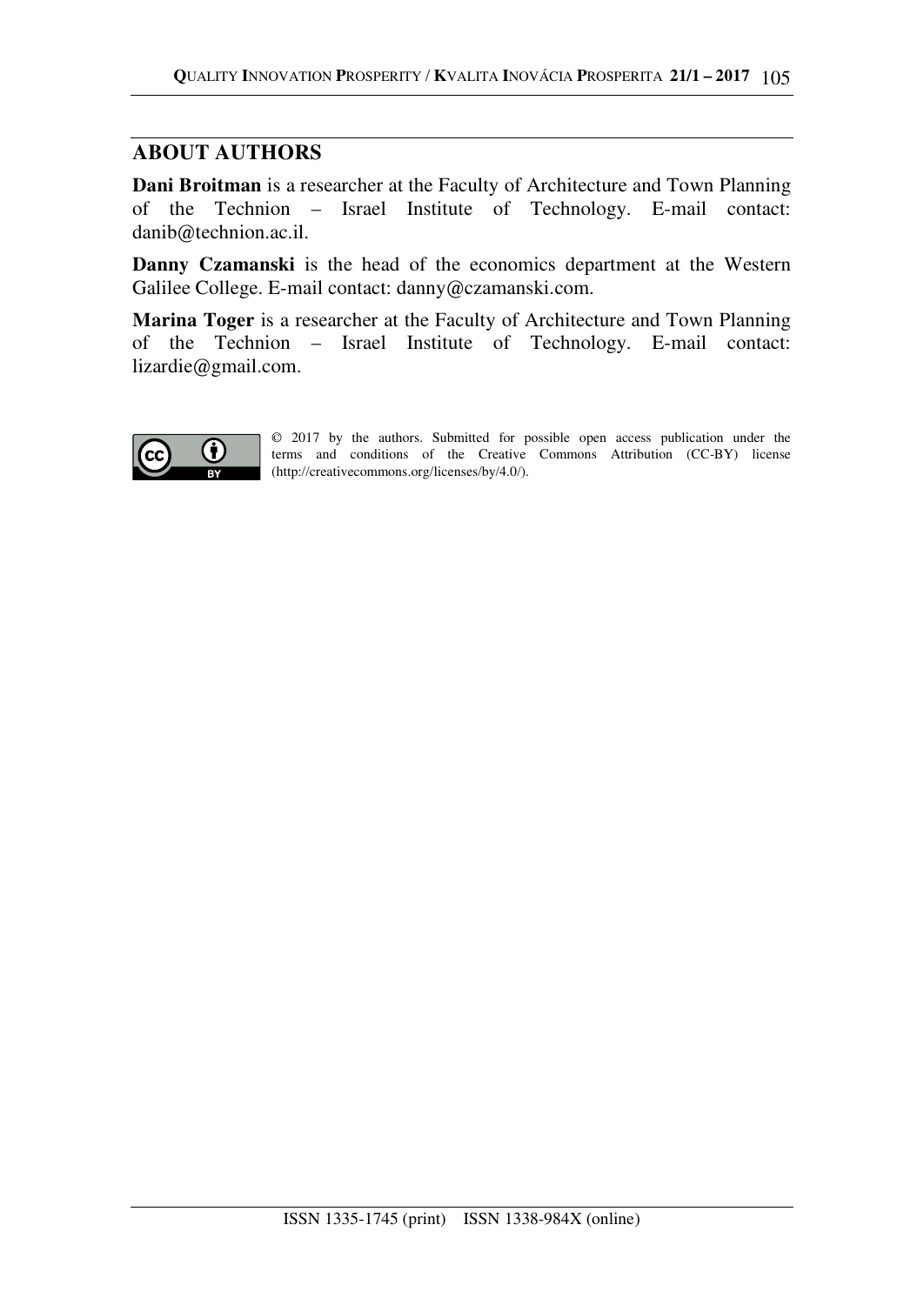## ABOUT AUTHORS

**Dani Broitman** is a researcher at the Faculty of Architecture and Town Planning of the Technion – Israel Institute of Technology. E-mail contact: danib@technion.ac.il.

**Danny Czamanski** is the head of the economics department at the Western Galilee College. E-mail contact: danny@czamanski.com.

**Marina Toger** is a researcher at the Faculty of Architecture and Town Planning of the Technion – Israel Institute of Technology. E-mail contact: lizardie@gmail.com.

© 2017 by the authors. Submitted for possible open access publication under the terms and conditions of the Creative Commons Attribution (CC-BY) license (http://creativecommons.org/licenses/by/4.0/).